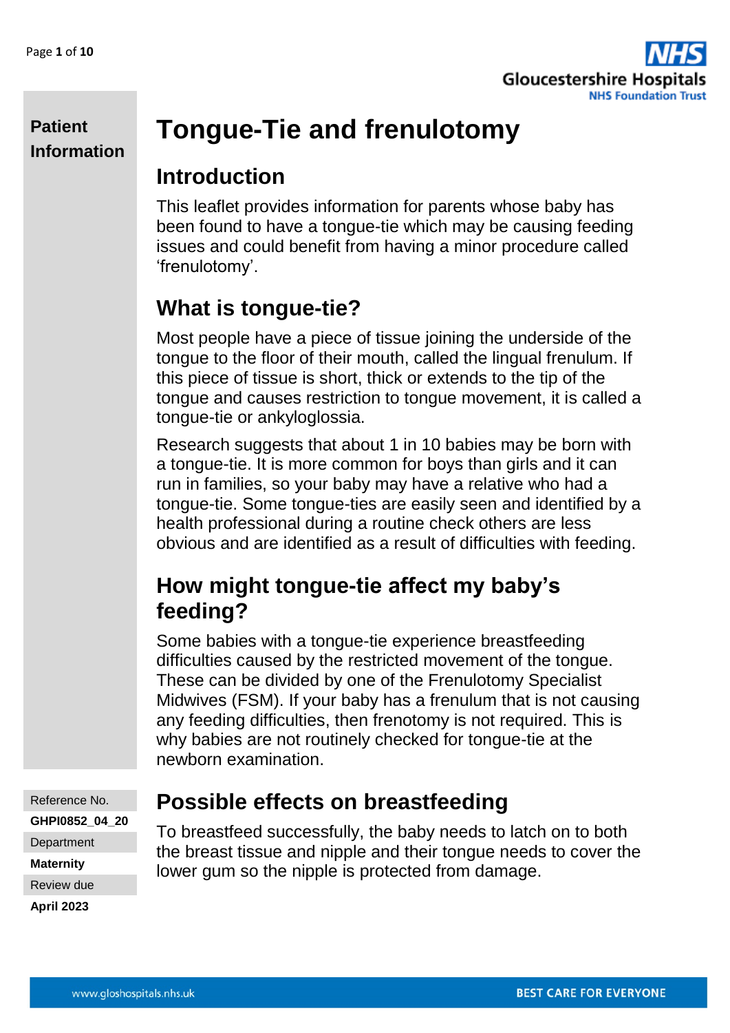**Patient Information**

# Tongue-Tie and frenulotomy

## Introduction

This leaflet provides information for parents whose baby has been found to have a tongue-tie which may be causing feeding issues and could benefit from having a minor procedure called 'frenulotomy'.

## What is tongue-tie?

Most people have a piece of tissue joining the underside of the tongue to the floor of their mouth, called the lingual frenulum. If this piece of tissue is short, thick or extends to the tip of the tongue and causes restriction to tongue movement, it is called a tongue-tie or ankyloglossia.

Research suggests that about 1 in 10 babies may be born with a tongue-tie. It is more common for boys than girls and it can run in families, so your baby may have a relative who had a tongue-tie. Some tongue-ties are easily seen and identified by a health professional during a routine check others are less obvious and are identified as a result of difficulties with feeding.

## How might tongue-tie affect my baby's feeding?

Some babies with a tongue-tie experience breastfeeding difficulties caused by the restricted movement of the tongue. These can be divided by one of the Frenulotomy Specialist Midwives (FSM). If your baby has a frenulum that is not causing any feeding difficulties, then frenotomy is not required. This is why babies are not routinely checked for tongue-tie at the newborn examination.

## Possible effects on breastfeeding

To breastfeed successfully, the baby needs to latch on to both the breast tissue and nipple and their tongue needs to cover the lower gum so the nipple is protected from damage.

Reference No.
**GHPI0852_04_20**
Department
**Maternity**
Review due
**April 2023**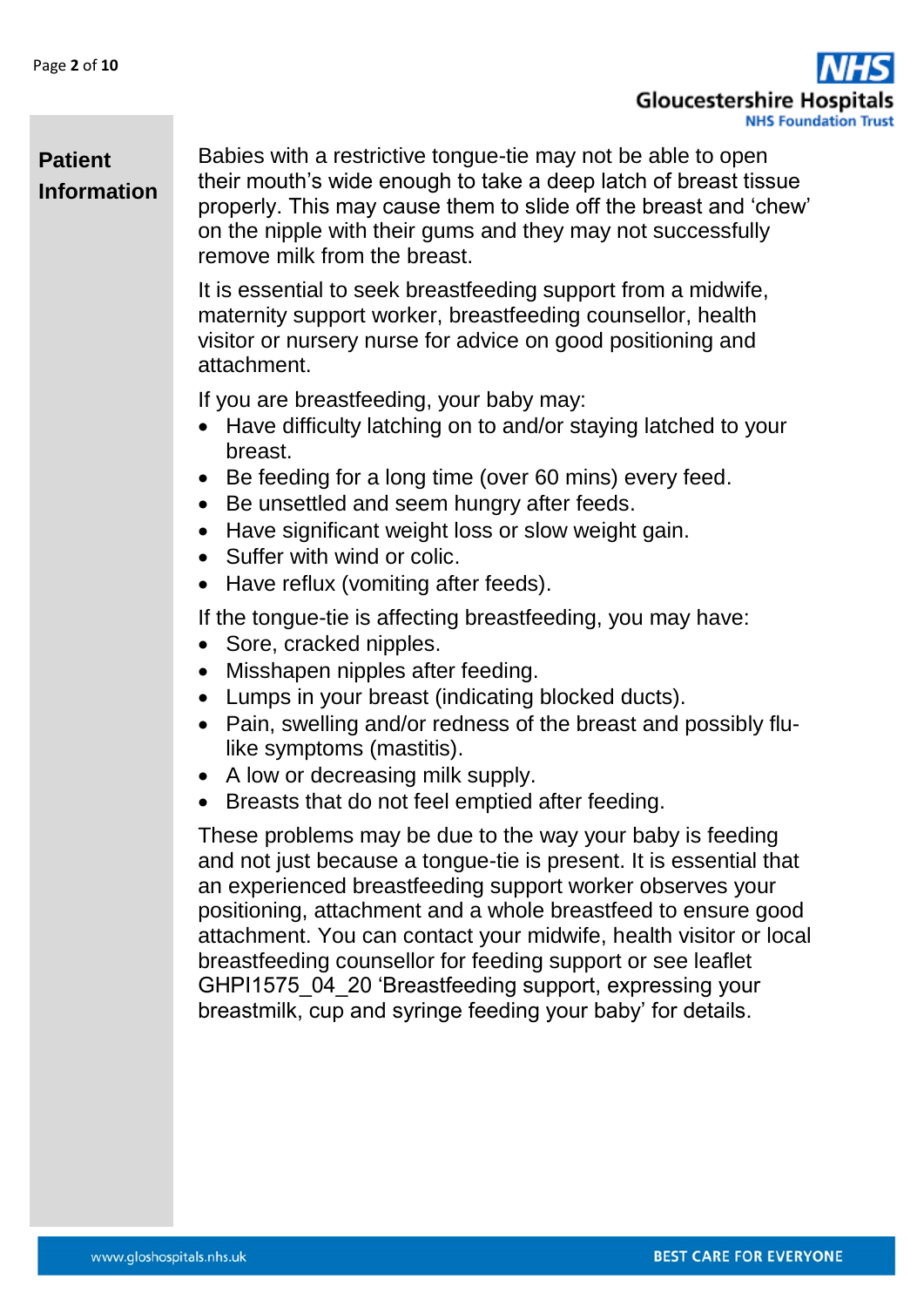Babies with a restrictive tongue-tie may not be able to open their mouth's wide enough to take a deep latch of breast tissue properly. This may cause them to slide off the breast and 'chew' on the nipple with their gums and they may not successfully remove milk from the breast.

It is essential to seek breastfeeding support from a midwife, maternity support worker, breastfeeding counsellor, health visitor or nursery nurse for advice on good positioning and attachment.

If you are breastfeeding, your baby may:

- Have difficulty latching on to and/or staying latched to your breast.
- Be feeding for a long time (over 60 mins) every feed.
- Be unsettled and seem hungry after feeds.
- Have significant weight loss or slow weight gain.
- Suffer with wind or colic.
- Have reflux (vomiting after feeds).

If the tongue-tie is affecting breastfeeding, you may have:

- Sore, cracked nipples.
- Misshapen nipples after feeding.
- Lumps in your breast (indicating blocked ducts).
- Pain, swelling and/or redness of the breast and possibly flu-like symptoms (mastitis).
- A low or decreasing milk supply.
- Breasts that do not feel emptied after feeding.

These problems may be due to the way your baby is feeding and not just because a tongue-tie is present. It is essential that an experienced breastfeeding support worker observes your positioning, attachment and a whole breastfeed to ensure good attachment. You can contact your midwife, health visitor or local breastfeeding counsellor for feeding support or see leaflet GHPI1575_04_20 'Breastfeeding support, expressing your breastmilk, cup and syringe feeding your baby' for details.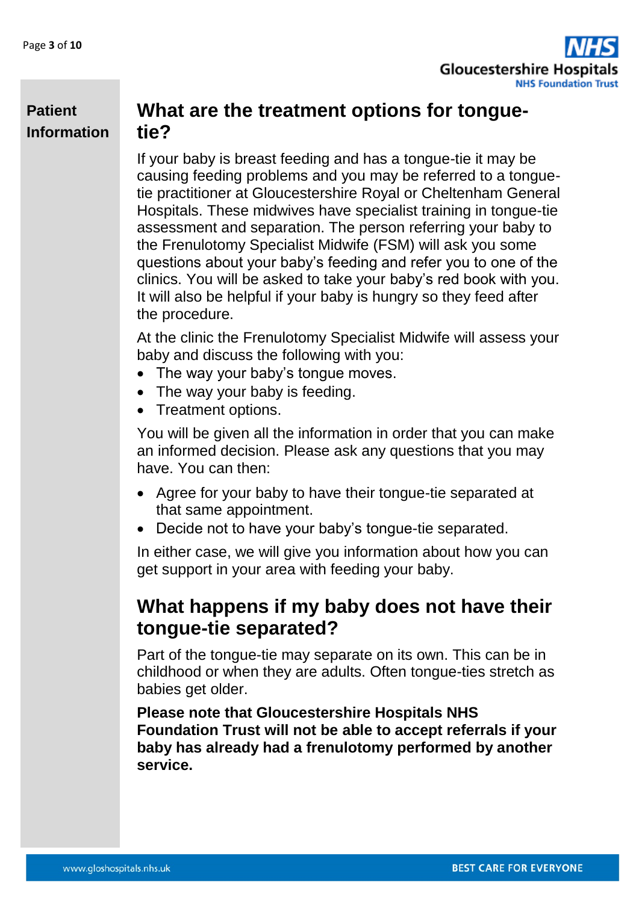## What are the treatment options for tongue-tie?

If your baby is breast feeding and has a tongue-tie it may be causing feeding problems and you may be referred to a tongue-tie practitioner at Gloucestershire Royal or Cheltenham General Hospitals. These midwives have specialist training in tongue-tie assessment and separation. The person referring your baby to the Frenulotomy Specialist Midwife (FSM) will ask you some questions about your baby's feeding and refer you to one of the clinics. You will be asked to take your baby's red book with you. It will also be helpful if your baby is hungry so they feed after the procedure.

At the clinic the Frenulotomy Specialist Midwife will assess your baby and discuss the following with you:

- The way your baby's tongue moves.
- The way your baby is feeding.
- Treatment options.

You will be given all the information in order that you can make an informed decision. Please ask any questions that you may have. You can then:

- Agree for your baby to have their tongue-tie separated at that same appointment.
- Decide not to have your baby's tongue-tie separated.

In either case, we will give you information about how you can get support in your area with feeding your baby.

## What happens if my baby does not have their tongue-tie separated?

Part of the tongue-tie may separate on its own. This can be in childhood or when they are adults. Often tongue-ties stretch as babies get older.

**Please note that Gloucestershire Hospitals NHS Foundation Trust will not be able to accept referrals if your baby has already had a frenulotomy performed by another service.**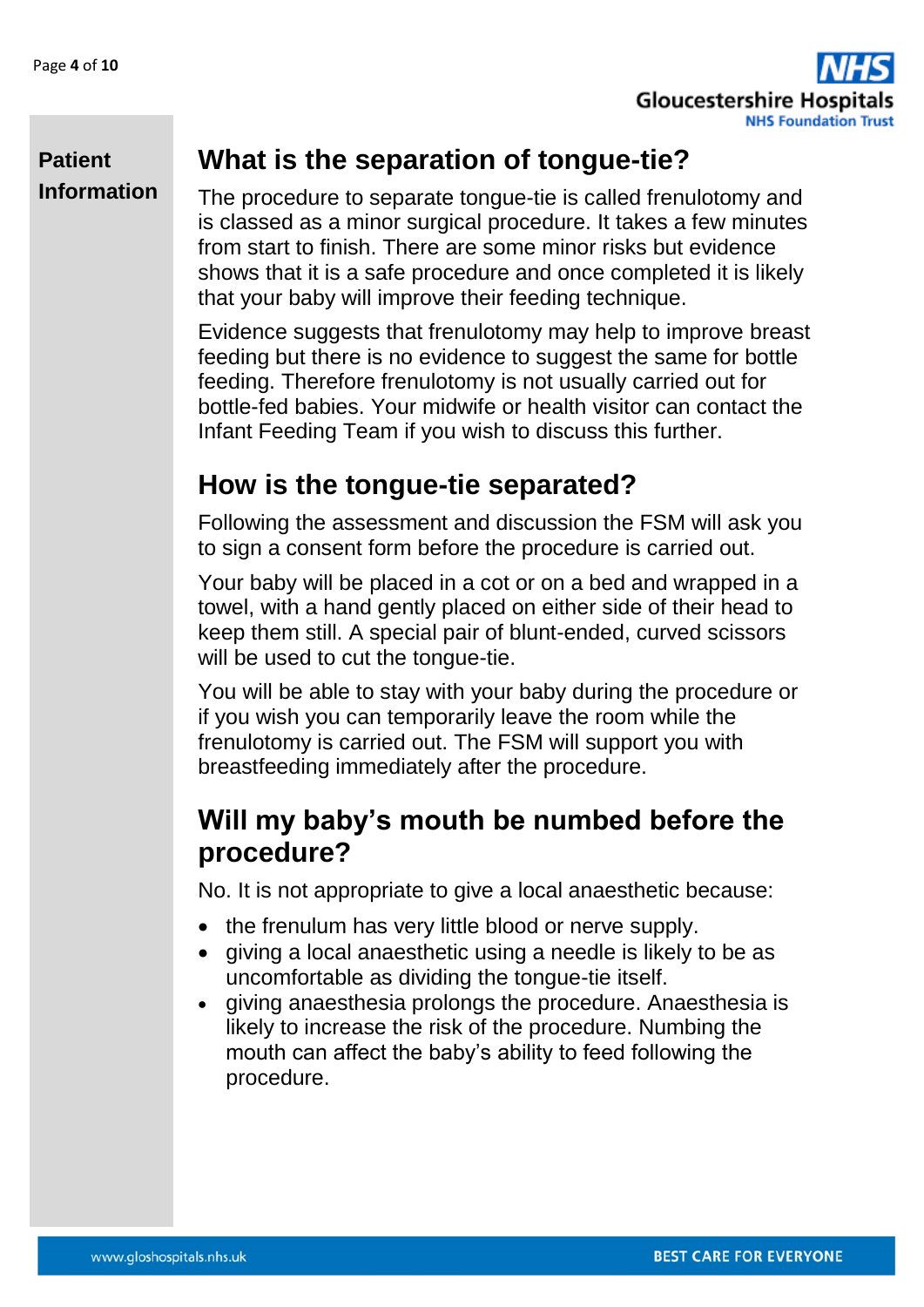## What is the separation of tongue-tie?

The procedure to separate tongue-tie is called frenulotomy and is classed as a minor surgical procedure. It takes a few minutes from start to finish. There are some minor risks but evidence shows that it is a safe procedure and once completed it is likely that your baby will improve their feeding technique.

Evidence suggests that frenulotomy may help to improve breast feeding but there is no evidence to suggest the same for bottle feeding. Therefore frenulotomy is not usually carried out for bottle-fed babies. Your midwife or health visitor can contact the Infant Feeding Team if you wish to discuss this further.

## How is the tongue-tie separated?

Following the assessment and discussion the FSM will ask you to sign a consent form before the procedure is carried out.

Your baby will be placed in a cot or on a bed and wrapped in a towel, with a hand gently placed on either side of their head to keep them still. A special pair of blunt-ended, curved scissors will be used to cut the tongue-tie.

You will be able to stay with your baby during the procedure or if you wish you can temporarily leave the room while the frenulotomy is carried out. The FSM will support you with breastfeeding immediately after the procedure.

## Will my baby's mouth be numbed before the procedure?

No. It is not appropriate to give a local anaesthetic because:

- the frenulum has very little blood or nerve supply.
- giving a local anaesthetic using a needle is likely to be as uncomfortable as dividing the tongue-tie itself.
- giving anaesthesia prolongs the procedure. Anaesthesia is likely to increase the risk of the procedure. Numbing the mouth can affect the baby's ability to feed following the procedure.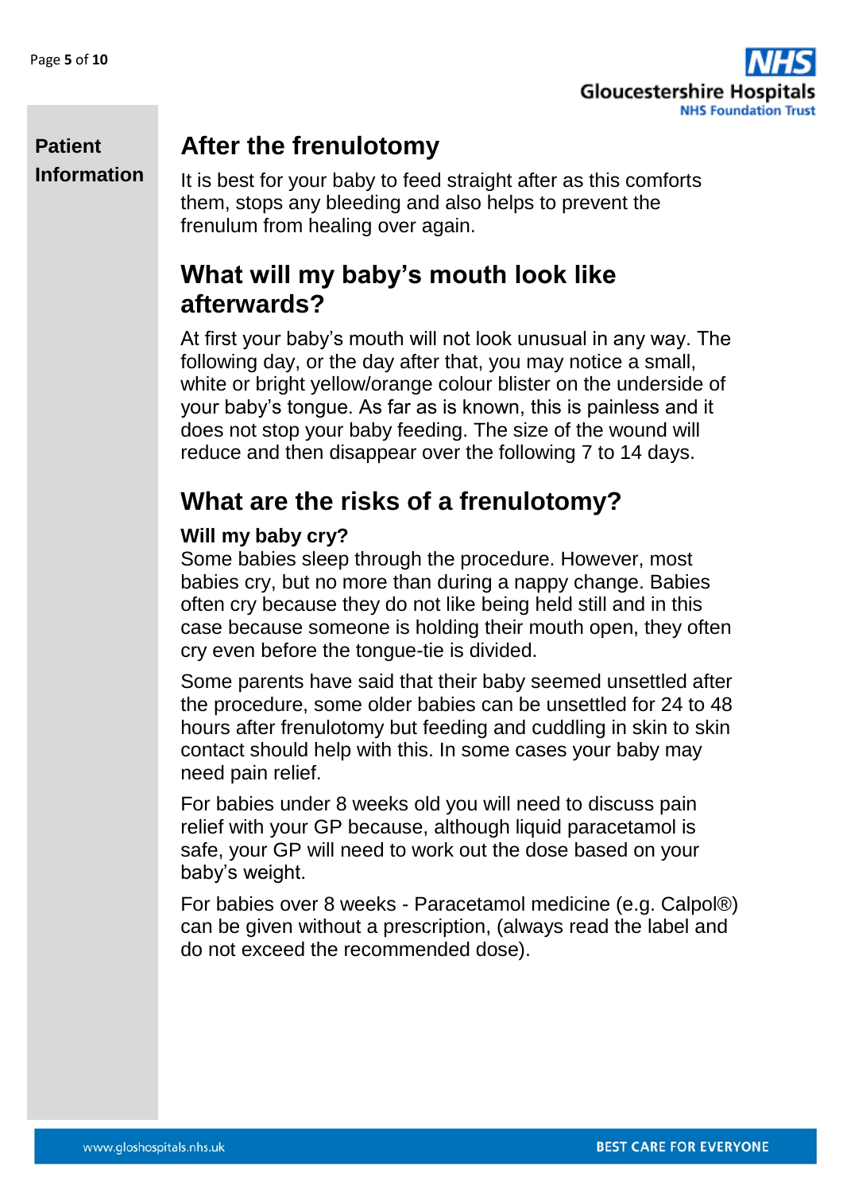## After the frenulotomy

It is best for your baby to feed straight after as this comforts them, stops any bleeding and also helps to prevent the frenulum from healing over again.

## What will my baby's mouth look like afterwards?

At first your baby's mouth will not look unusual in any way. The following day, or the day after that, you may notice a small, white or bright yellow/orange colour blister on the underside of your baby's tongue. As far as is known, this is painless and it does not stop your baby feeding. The size of the wound will reduce and then disappear over the following 7 to 14 days.

## What are the risks of a frenulotomy?

### Will my baby cry?

Some babies sleep through the procedure. However, most babies cry, but no more than during a nappy change. Babies often cry because they do not like being held still and in this case because someone is holding their mouth open, they often cry even before the tongue-tie is divided.

Some parents have said that their baby seemed unsettled after the procedure, some older babies can be unsettled for 24 to 48 hours after frenulotomy but feeding and cuddling in skin to skin contact should help with this. In some cases your baby may need pain relief.

For babies under 8 weeks old you will need to discuss pain relief with your GP because, although liquid paracetamol is safe, your GP will need to work out the dose based on your baby's weight.

For babies over 8 weeks - Paracetamol medicine (e.g. Calpol®) can be given without a prescription, (always read the label and do not exceed the recommended dose).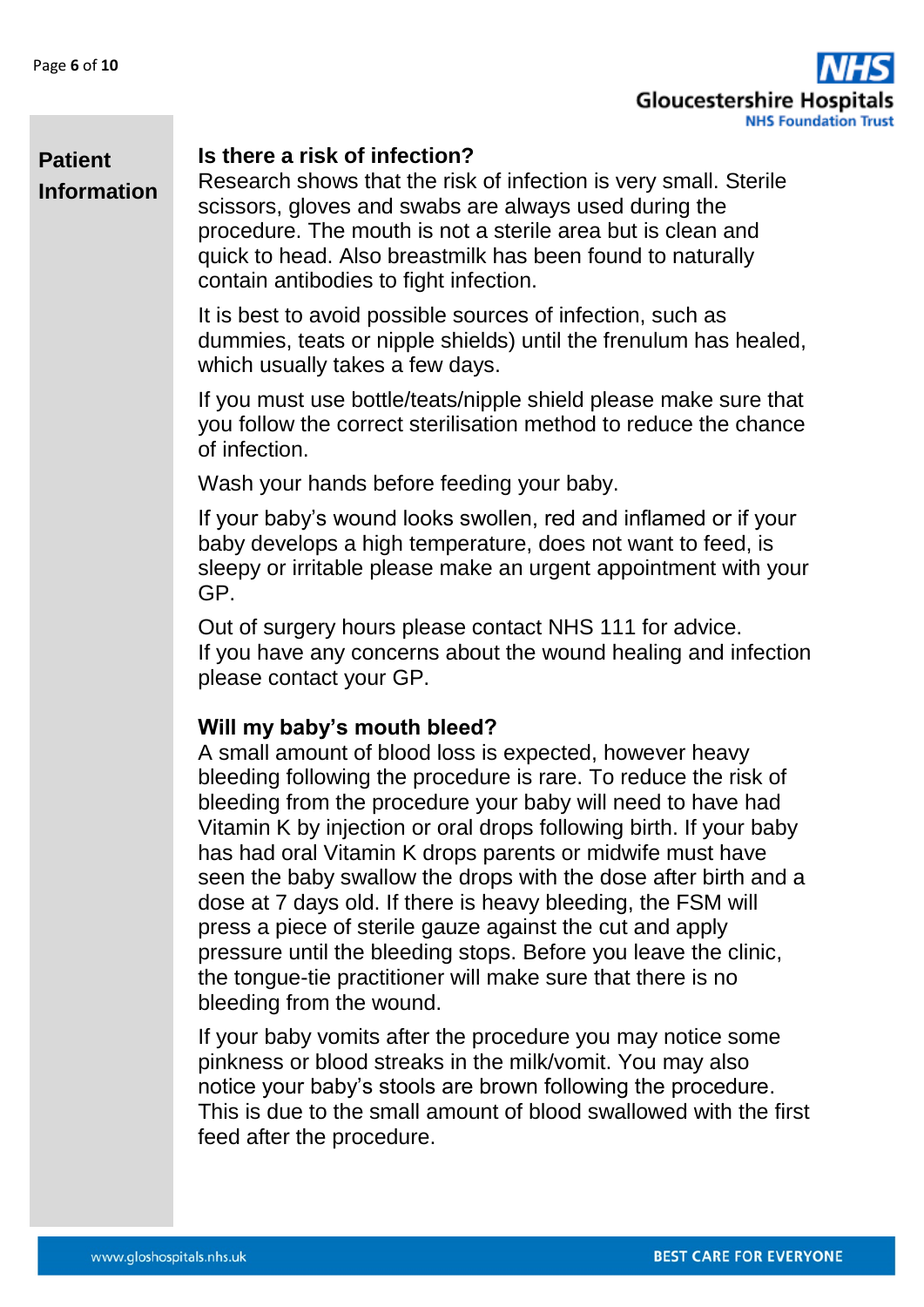**Patient Information**

### Is there a risk of infection?

Research shows that the risk of infection is very small. Sterile scissors, gloves and swabs are always used during the procedure. The mouth is not a sterile area but is clean and quick to head. Also breastmilk has been found to naturally contain antibodies to fight infection.

It is best to avoid possible sources of infection, such as dummies, teats or nipple shields) until the frenulum has healed, which usually takes a few days.

If you must use bottle/teats/nipple shield please make sure that you follow the correct sterilisation method to reduce the chance of infection.

Wash your hands before feeding your baby.

If your baby's wound looks swollen, red and inflamed or if your baby develops a high temperature, does not want to feed, is sleepy or irritable please make an urgent appointment with your GP.

Out of surgery hours please contact NHS 111 for advice.
If you have any concerns about the wound healing and infection please contact your GP.

### Will my baby's mouth bleed?

A small amount of blood loss is expected, however heavy bleeding following the procedure is rare. To reduce the risk of bleeding from the procedure your baby will need to have had Vitamin K by injection or oral drops following birth. If your baby has had oral Vitamin K drops parents or midwife must have seen the baby swallow the drops with the dose after birth and a dose at 7 days old. If there is heavy bleeding, the FSM will press a piece of sterile gauze against the cut and apply pressure until the bleeding stops. Before you leave the clinic, the tongue-tie practitioner will make sure that there is no bleeding from the wound.

If your baby vomits after the procedure you may notice some pinkness or blood streaks in the milk/vomit. You may also notice your baby's stools are brown following the procedure. This is due to the small amount of blood swallowed with the first feed after the procedure.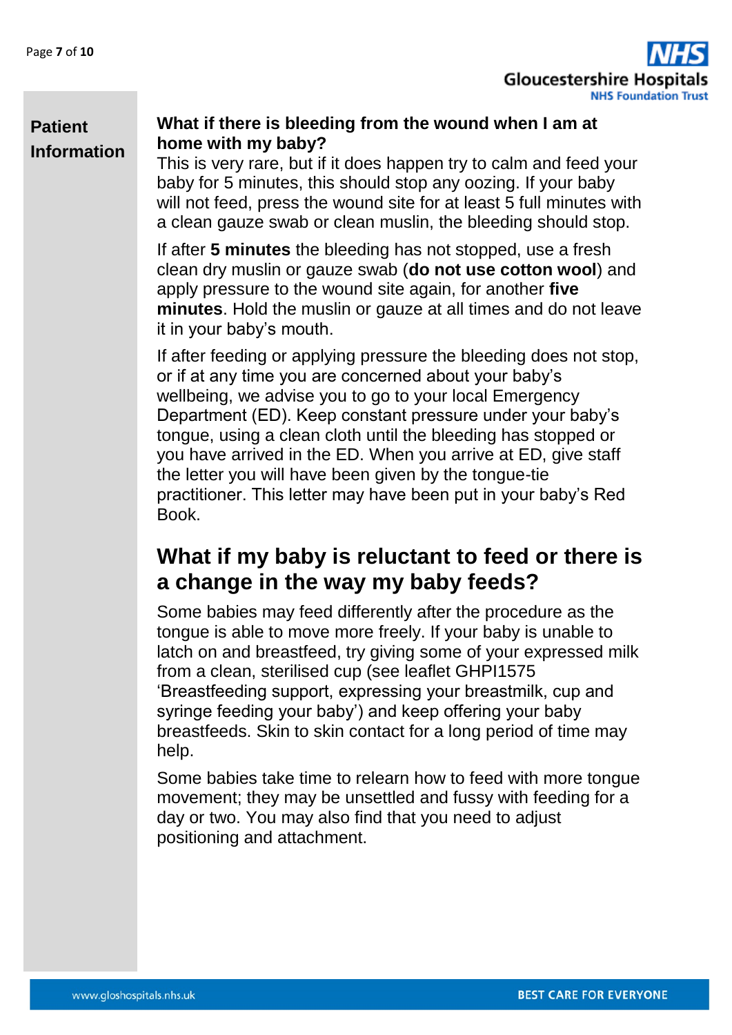**What if there is bleeding from the wound when I am at home with my baby?**

This is very rare, but if it does happen try to calm and feed your baby for 5 minutes, this should stop any oozing. If your baby will not feed, press the wound site for at least 5 full minutes with a clean gauze swab or clean muslin, the bleeding should stop.

If after **5 minutes** the bleeding has not stopped, use a fresh clean dry muslin or gauze swab (**do not use cotton wool**) and apply pressure to the wound site again, for another **five minutes**. Hold the muslin or gauze at all times and do not leave it in your baby's mouth.

If after feeding or applying pressure the bleeding does not stop, or if at any time you are concerned about your baby's wellbeing, we advise you to go to your local Emergency Department (ED). Keep constant pressure under your baby's tongue, using a clean cloth until the bleeding has stopped or you have arrived in the ED. When you arrive at ED, give staff the letter you will have been given by the tongue-tie practitioner. This letter may have been put in your baby's Red Book.

## What if my baby is reluctant to feed or there is a change in the way my baby feeds?

Some babies may feed differently after the procedure as the tongue is able to move more freely. If your baby is unable to latch on and breastfeed, try giving some of your expressed milk from a clean, sterilised cup (see leaflet GHPI1575 'Breastfeeding support, expressing your breastmilk, cup and syringe feeding your baby') and keep offering your baby breastfeeds. Skin to skin contact for a long period of time may help.

Some babies take time to relearn how to feed with more tongue movement; they may be unsettled and fussy with feeding for a day or two. You may also find that you need to adjust positioning and attachment.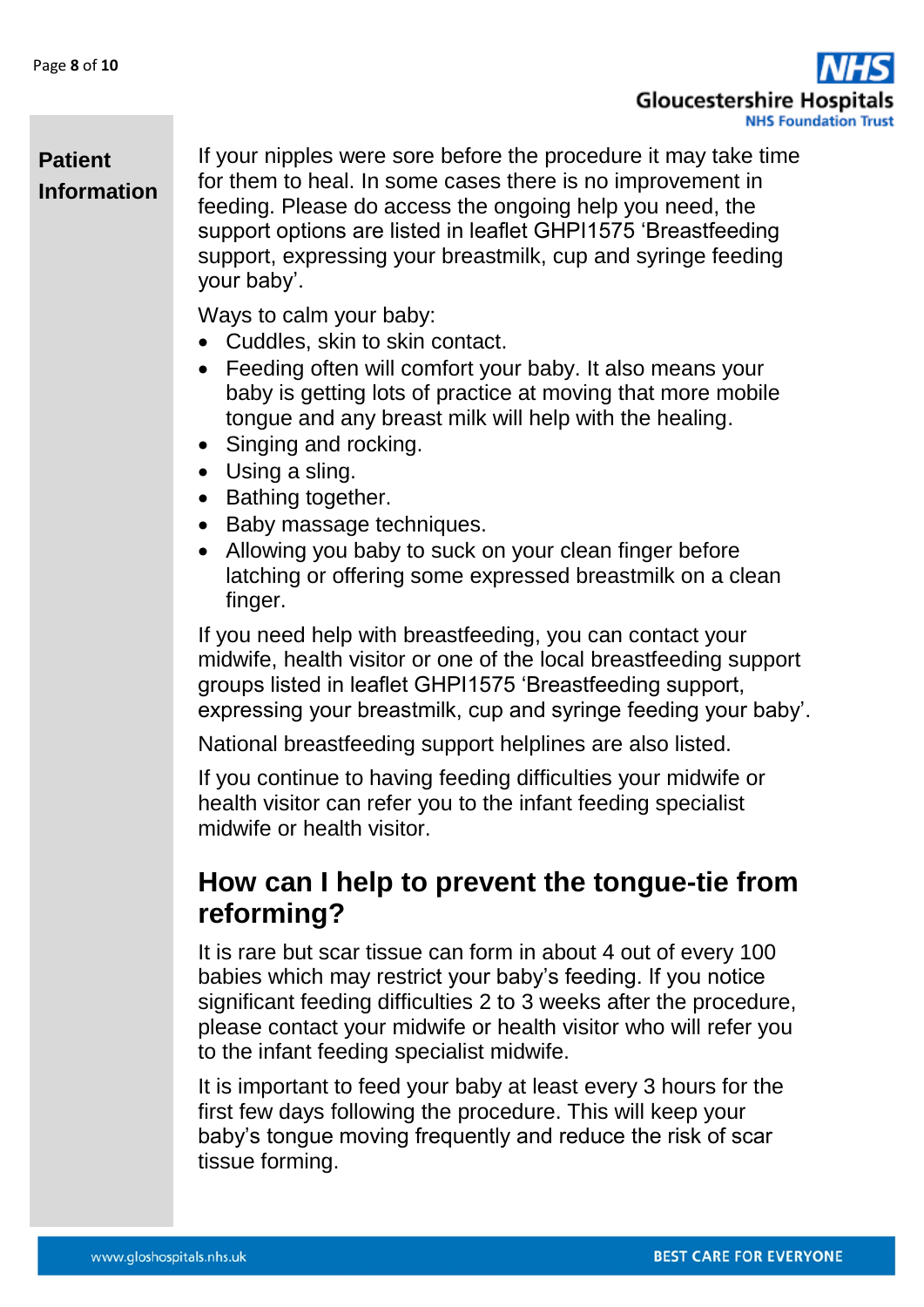If your nipples were sore before the procedure it may take time for them to heal. In some cases there is no improvement in feeding. Please do access the ongoing help you need, the support options are listed in leaflet GHPI1575 'Breastfeeding support, expressing your breastmilk, cup and syringe feeding your baby'.

Ways to calm your baby:

- Cuddles, skin to skin contact.
- Feeding often will comfort your baby. It also means your baby is getting lots of practice at moving that more mobile tongue and any breast milk will help with the healing.
- Singing and rocking.
- Using a sling.
- Bathing together.
- Baby massage techniques.
- Allowing you baby to suck on your clean finger before latching or offering some expressed breastmilk on a clean finger.

If you need help with breastfeeding, you can contact your midwife, health visitor or one of the local breastfeeding support groups listed in leaflet GHPI1575 'Breastfeeding support, expressing your breastmilk, cup and syringe feeding your baby'.

National breastfeeding support helplines are also listed.

If you continue to having feeding difficulties your midwife or health visitor can refer you to the infant feeding specialist midwife or health visitor.

## How can I help to prevent the tongue-tie from reforming?

It is rare but scar tissue can form in about 4 out of every 100 babies which may restrict your baby's feeding. If you notice significant feeding difficulties 2 to 3 weeks after the procedure, please contact your midwife or health visitor who will refer you to the infant feeding specialist midwife.

It is important to feed your baby at least every 3 hours for the first few days following the procedure. This will keep your baby's tongue moving frequently and reduce the risk of scar tissue forming.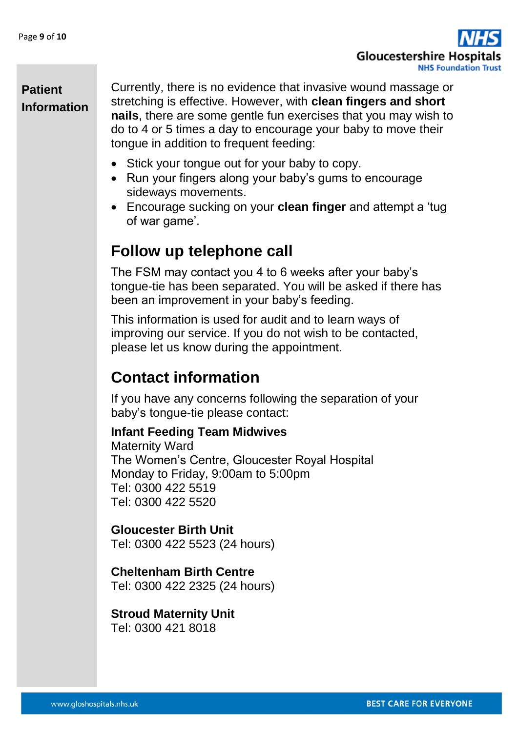Currently, there is no evidence that invasive wound massage or stretching is effective. However, with **clean fingers and short nails**, there are some gentle fun exercises that you may wish to do to 4 or 5 times a day to encourage your baby to move their tongue in addition to frequent feeding:

- Stick your tongue out for your baby to copy.
- Run your fingers along your baby's gums to encourage sideways movements.
- Encourage sucking on your **clean finger** and attempt a 'tug of war game'.

## Follow up telephone call

The FSM may contact you 4 to 6 weeks after your baby's tongue-tie has been separated. You will be asked if there has been an improvement in your baby's feeding.

This information is used for audit and to learn ways of improving our service. If you do not wish to be contacted, please let us know during the appointment.

## Contact information

If you have any concerns following the separation of your baby's tongue-tie please contact:

**Infant Feeding Team Midwives**
Maternity Ward
The Women's Centre, Gloucester Royal Hospital
Monday to Friday, 9:00am to 5:00pm
Tel: 0300 422 5519
Tel: 0300 422 5520

**Gloucester Birth Unit**
Tel: 0300 422 5523 (24 hours)

**Cheltenham Birth Centre**
Tel: 0300 422 2325 (24 hours)

**Stroud Maternity Unit**
Tel: 0300 421 8018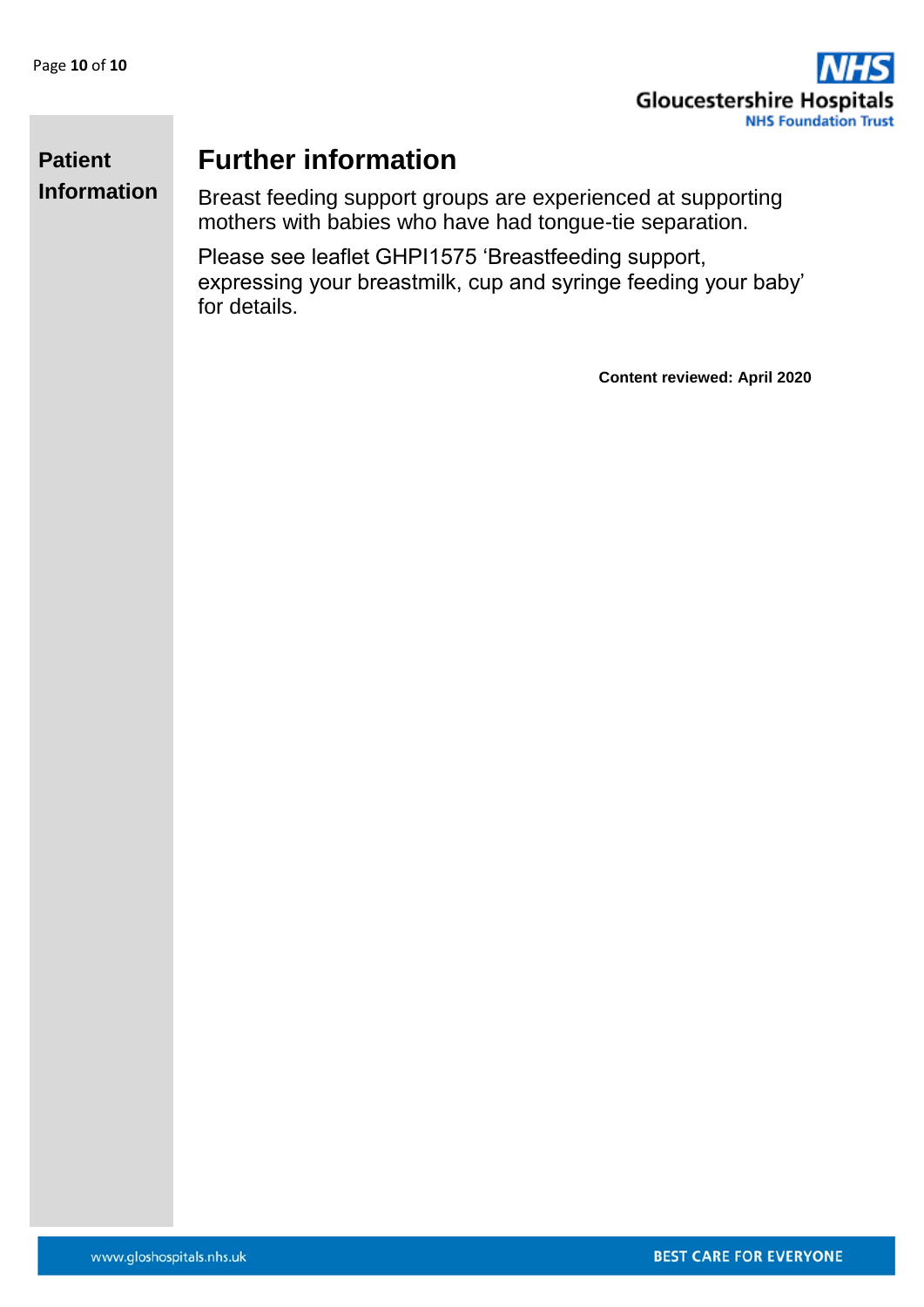## Further information

Breast feeding support groups are experienced at supporting mothers with babies who have had tongue-tie separation.

Please see leaflet GHPI1575 'Breastfeeding support, expressing your breastmilk, cup and syringe feeding your baby' for details.

**Content reviewed: April 2020**